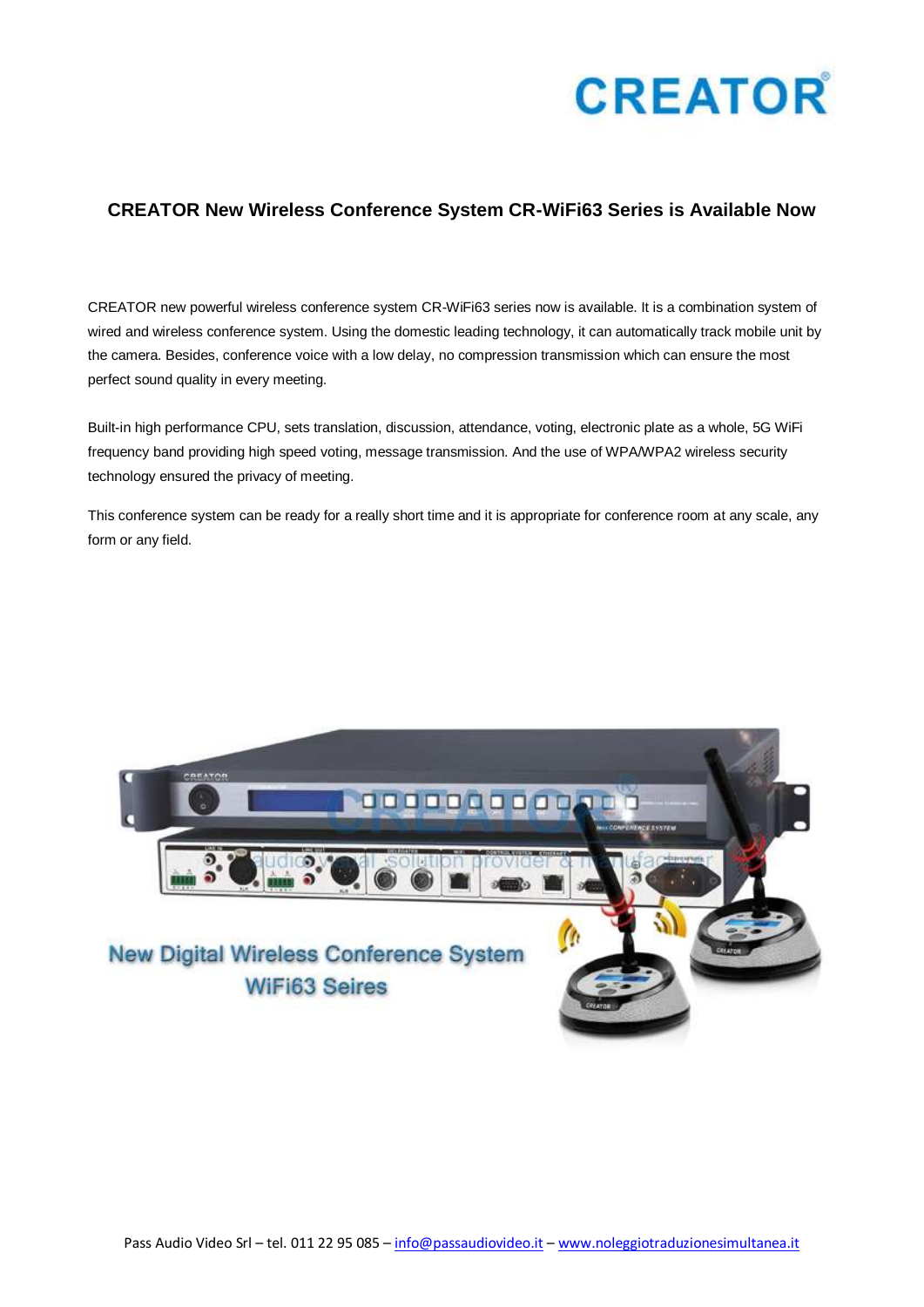CREATOR

# CREATOR New Wireless Conference System CR-WiFi63 Series is Available Now

CREATOR new powerful wireless conference system CR-WiFi63 series now is available. It is a combination system of wired and wireless conference system. Using the domestic leading technology, it can automatically track mobile unit by the camera. Besides, conference voice with a low delay, no compression transmission which can ensure the most perfect sound quality in every meeting.

Built-in high performance CPU, sets translation, discussion, attendance, voting, electronic plate as a whole, 5G WiFi frequency band providing high speed voting, message transmission. And the use of WPA/WPA2 wireless security technology ensured the privacy of meeting.

This conference system can be ready for a really short time and it is appropriate for conference room at any scale, any form or any field.

New Digital Wireless Conference System WiFi63 Seires

Pass Audio Video Srl – tel. 011 22 95 085 – info@passaudiovideo.it – www.noleggiotraduzionesimultanea.it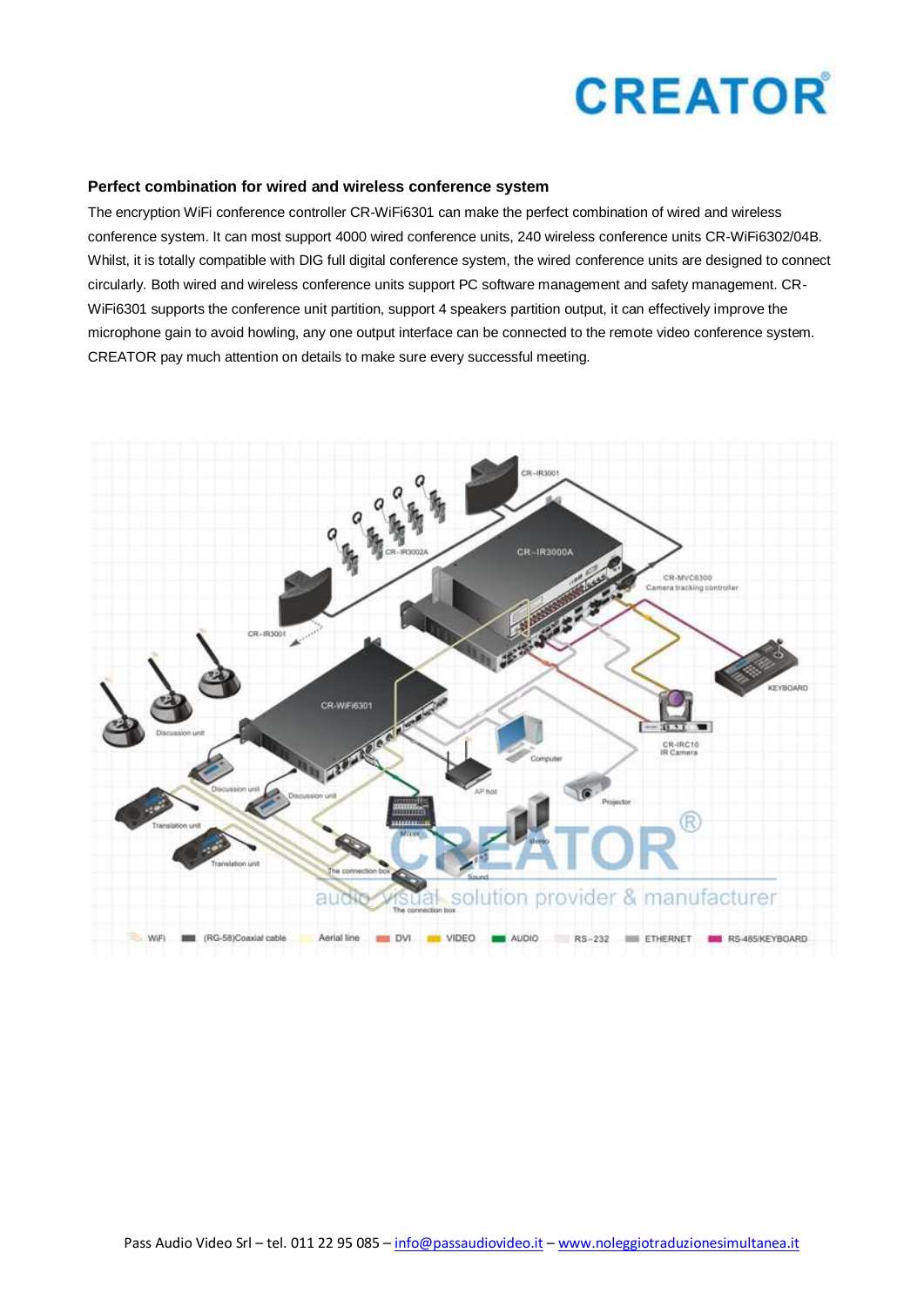### Perfect combination for wired and wireless conference system

The encryption WiFi conference controller CR-WiFi6301 can make the perfect combination of wired and wireless conference system. It can most support 4000 wired conference units, 240 wireless conference units CR-WiFi6302/04B. Whilst, it is totally compatible with DIG full digital conference system, the wired conference units are designed to connect circularly. Both wired and wireless conference units support PC software management and safety management. CR-WiFi6301 supports the conference unit partition, support 4 speakers partition output, it can effectively improve the microphone gain to avoid howling, any one output interface can be connected to the remote video conference system. CREATOR pay much attention on details to make sure every successful meeting.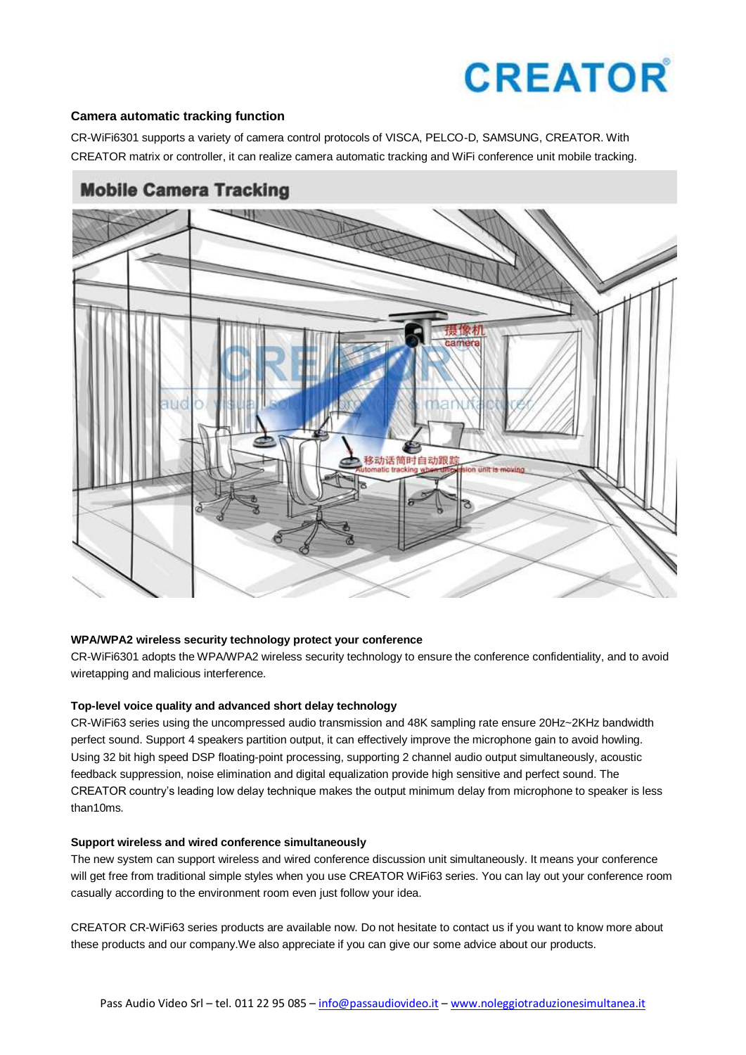### Camera automatic tracking function

CR-WiFi6301 supports a variety of camera control protocols of VISCA, PELCO-D, SAMSUNG, CREATOR. With CREATOR matrix or controller, it can realize camera automatic tracking and WiFi conference unit mobile tracking.

**WPA/WPA2 wireless security technology protect your conference**

CR-WiFi6301 adopts the WPA/WPA2 wireless security technology to ensure the conference confidentiality, and to avoid wiretapping and malicious interference.

**Top-level voice quality and advanced short delay technology**

CR-WiFi63 series using the uncompressed audio transmission and 48K sampling rate ensure 20Hz~2KHz bandwidth perfect sound. Support 4 speakers partition output, it can effectively improve the microphone gain to avoid howling. Using 32 bit high speed DSP floating-point processing, supporting 2 channel audio output simultaneously, acoustic feedback suppression, noise elimination and digital equalization provide high sensitive and perfect sound. The CREATOR country's leading low delay technique makes the output minimum delay from microphone to speaker is less than10ms.

**Support wireless and wired conference simultaneously**

The new system can support wireless and wired conference discussion unit simultaneously. It means your conference will get free from traditional simple styles when you use CREATOR WiFi63 series. You can lay out your conference room casually according to the environment room even just follow your idea.

CREATOR CR-WiFi63 series products are available now. Do not hesitate to contact us if you want to know more about these products and our company.We also appreciate if you can give our some advice about our products.